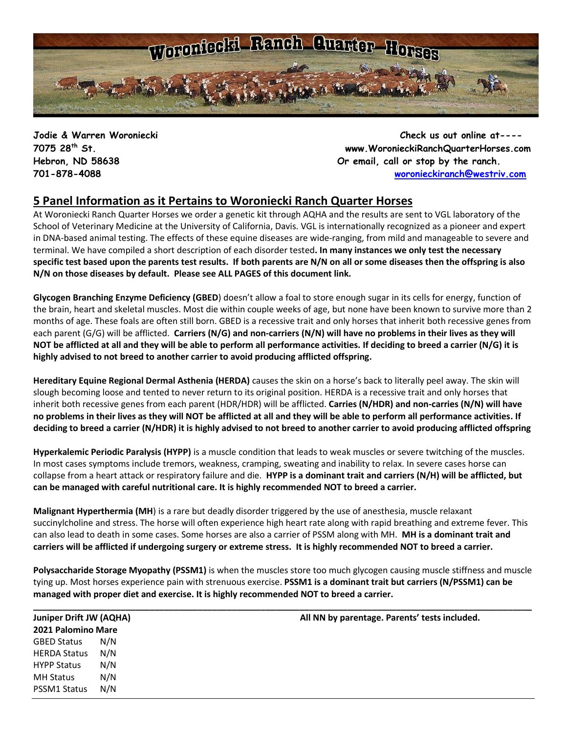# Woroniecki Ranch Quarter Horses

**Jodie & Warren Woroniecki**
**7075 28th St.**
**Hebron, ND 58638**
**701-878-4088**

**Check us out online at----**
**www.WorznieckiRanchQuarterHorses.com**
**Or email, call or stop by the ranch.**
**woronieckiranch@westriv.com**

## 5 Panel Information as it Pertains to Woroniecki Ranch Quarter Horses

At Woroniecki Ranch Quarter Horses we order a genetic kit through AQHA and the results are sent to VGL laboratory of the School of Veterinary Medicine at the University of California, Davis. VGL is internationally recognized as a pioneer and expert in DNA-based animal testing. The effects of these equine diseases are wide-ranging, from mild and manageable to severe and terminal. We have compiled a short description of each disorder tested**. In many instances we only test the necessary specific test based upon the parents test results. If both parents are N/N on all or some diseases then the offspring is also N/N on those diseases by default. Please see ALL PAGES of this document link.**

**Glycogen Branching Enzyme Deficiency (GBED**) doesn't allow a foal to store enough sugar in its cells for energy, function of the brain, heart and skeletal muscles. Most die within couple weeks of age, but none have been known to survive more than 2 months of age. These foals are often still born. GBED is a recessive trait and only horses that inherit both recessive genes from each parent (G/G) will be afflicted. **Carriers (N/G) and non-carriers (N/N) will have no problems in their lives as they will NOT be afflicted at all and they will be able to perform all performance activities. If deciding to breed a carrier (N/G) it is highly advised to not breed to another carrier to avoid producing afflicted offspring.**

**Hereditary Equine Regional Dermal Asthenia (HERDA)** causes the skin on a horse's back to literally peel away. The skin will slough becoming loose and tented to never return to its original position. HERDA is a recessive trait and only horses that inherit both recessive genes from each parent (HDR/HDR) will be afflicted. **Carries (N/HDR) and non-carries (N/N) will have no problems in their lives as they will NOT be afflicted at all and they will be able to perform all performance activities. If deciding to breed a carrier (N/HDR) it is highly advised to not breed to another carrier to avoid producing afflicted offspring**

**Hyperkalemic Periodic Paralysis (HYPP)** is a muscle condition that leads to weak muscles or severe twitching of the muscles. In most cases symptoms include tremors, weakness, cramping, sweating and inability to relax. In severe cases horse can collapse from a heart attack or respiratory failure and die. **HYPP is a dominant trait and carriers (N/H) will be afflicted, but can be managed with careful nutritional care. It is highly recommended NOT to breed a carrier.**

**Malignant Hyperthermia (MH**) is a rare but deadly disorder triggered by the use of anesthesia, muscle relaxant succinylcholine and stress. The horse will often experience high heart rate along with rapid breathing and extreme fever. This can also lead to death in some cases. Some horses are also a carrier of PSSM along with MH. **MH is a dominant trait and carriers will be afflicted if undergoing surgery or extreme stress. It is highly recommended NOT to breed a carrier.**

**Polysaccharide Storage Myopathy (PSSM1)** is when the muscles store too much glycogen causing muscle stiffness and muscle tying up. Most horses experience pain with strenuous exercise. **PSSM1 is a dominant trait but carriers (N/PSSM1) can be managed with proper diet and exercise. It is highly recommended NOT to breed a carrier.**

---

**Juniper Drift JW (AQHA)**
**2021 Palomino Mare**

**All NN by parentage. Parents' tests included.**

| | |
|---|---|
| GBED Status | N/N |
| HERDA Status | N/N |
| HYPP Status | N/N |
| MH Status | N/N |
| PSSM1 Status | N/N |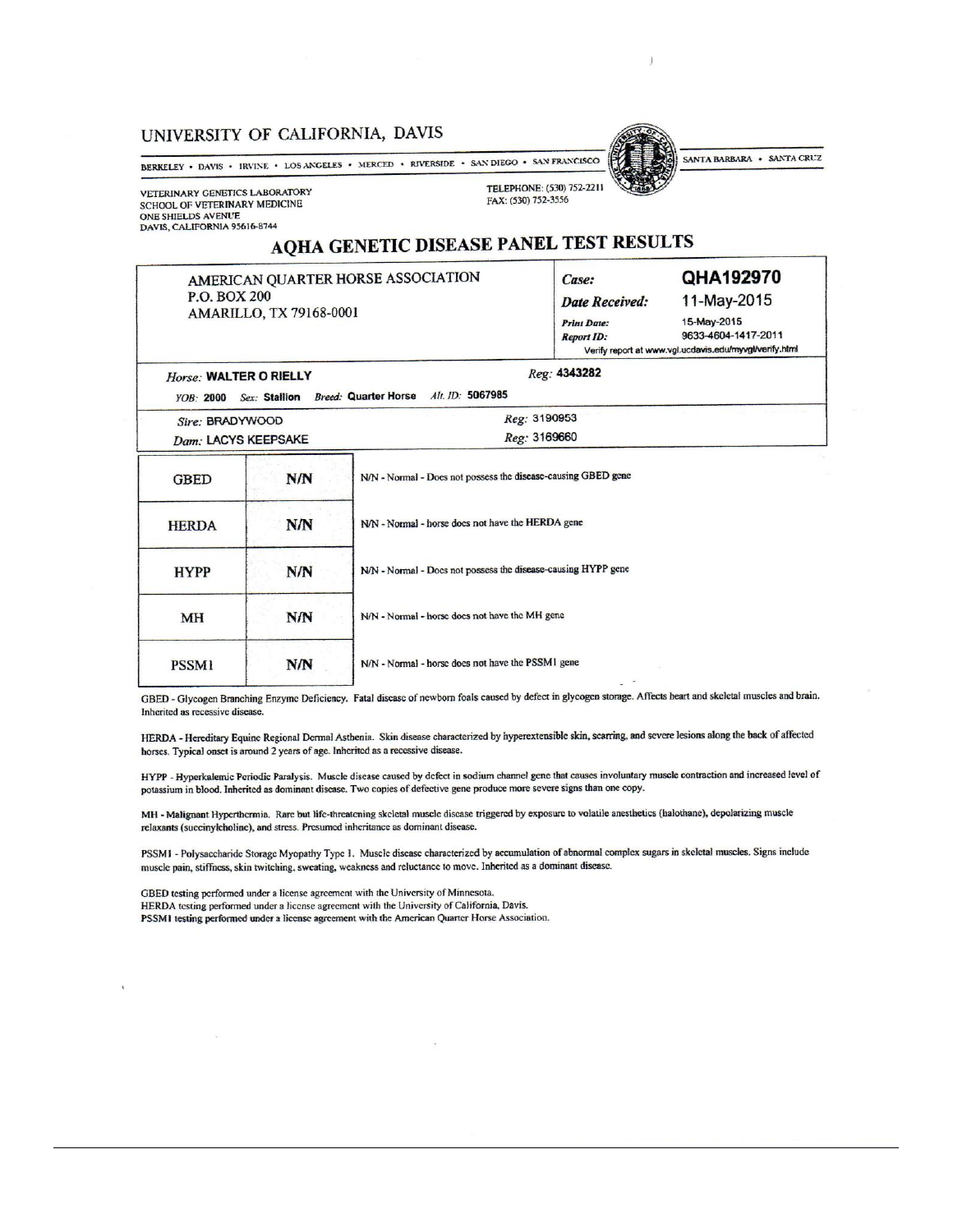UNIVERSITY OF CALIFORNIA, DAVIS

BERKELEY • DAVIS • IRVINE • LOS ANGELES • MERCED • RIVERSIDE • SAN DIEGO • SAN FRANCISCO • SANTA BARBARA • SANTA CRUZ

VETERINARY GENETICS LABORATORY
SCHOOL OF VETERINARY MEDICINE
ONE SHIELDS AVENUE
DAVIS, CALIFORNIA 95616-8744

TELEPHONE: (530) 752-2211
FAX: (530) 752-3556

# AQHA GENETIC DISEASE PANEL TEST RESULTS

AMERICAN QUARTER HORSE ASSOCIATION
P.O. BOX 200
AMARILLO, TX 79168-0001

| | |
|---|---|
| *Case:* | **QHA192970** |
| *Date Received:* | 11-May-2015 |
| *Print Date:* | 15-May-2015 |
| *Report ID:* | 9633-4604-1417-2011 |

Verify report at www.vgl.ucdavis.edu/myvgl/verify.html

*Horse:* **WALTER O RIELLY** *Reg:* **4343282**

*YOB:* **2000** *Sex:* **Stallion** *Breed:* **Quarter Horse** *Alt. ID:* **5067985**

*Sire:* BRADYWOOD *Reg:* 3190953

*Dam:* LACYS KEEPSAKE *Reg:* 3169660

| Test | Result | Interpretation |
|---|---|---|
| GBED | N/N | N/N - Normal - Does not possess the disease-causing GBED gene |
| HERDA | N/N | N/N - Normal - horse does not have the HERDA gene |
| HYPP | N/N | N/N - Normal - Does not possess the disease-causing HYPP gene |
| MH | N/N | N/N - Normal - horse does not have the MH gene |
| PSSM1 | N/N | N/N - Normal - horse does not have the PSSM1 gene |

GBED - Glycogen Branching Enzyme Deficiency. Fatal disease of newborn foals caused by defect in glycogen storage. Affects heart and skeletal muscles and brain. Inherited as recessive disease.

HERDA - Hereditary Equine Regional Dermal Asthenia. Skin disease characterized by hyperextensible skin, scarring, and severe lesions along the back of affected horses. Typical onset is around 2 years of age. Inherited as a recessive disease.

HYPP - Hyperkalemic Periodic Paralysis. Muscle disease caused by defect in sodium channel gene that causes involuntary muscle contraction and increased level of potassium in blood. Inherited as dominant disease. Two copies of defective gene produce more severe signs than one copy.

MH - Malignant Hyperthermia. Rare but life-threatening skeletal muscle disease triggered by exposure to volatile anesthetics (halothane), depolarizing muscle relaxants (succinylcholine), and stress. Presumed inheritance as dominant disease.

PSSM1 - Polysaccharide Storage Myopathy Type 1. Muscle disease characterized by accumulation of abnormal complex sugars in skeletal muscles. Signs include muscle pain, stiffness, skin twitching, sweating, weakness and reluctance to move. Inherited as a dominant disease.

GBED testing performed under a license agreement with the University of Minnesota.
HERDA testing performed under a license agreement with the University of California, Davis.
PSSM1 testing performed under a license agreement with the American Quarter Horse Association.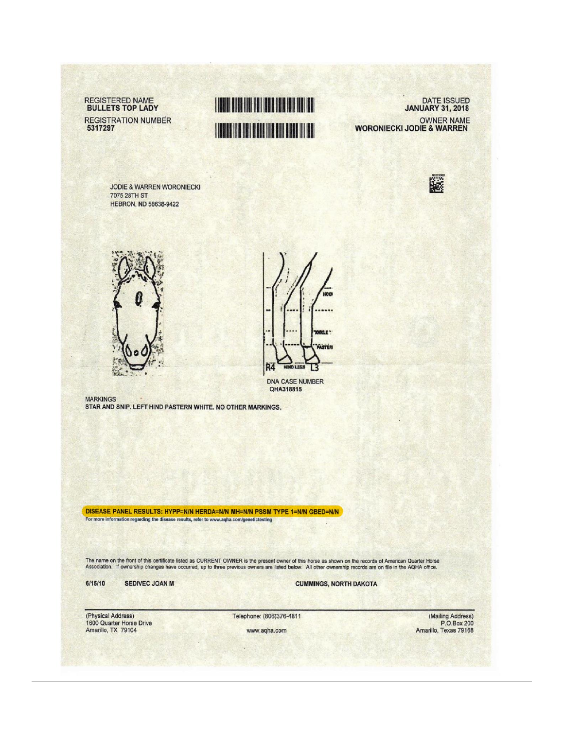REGISTERED NAME
**BULLETS TOP LADY**

REGISTRATION NUMBER
**5317297**

DATE ISSUED
**JANUARY 31, 2018**

OWNER NAME
**WORONIECKI JODIE & WARREN**

JODIE & WARREN WORONIECKI
7075 28TH ST
HEBRON, ND 58638-9422

HOCK
TOGGLE
PASTERN
R4 HIND LEGS L3

DNA CASE NUMBER
QHA318815

MARKINGS
**STAR AND SNIP. LEFT HIND PASTERN WHITE. NO OTHER MARKINGS.**

**DISEASE PANEL RESULTS: HYPP=N/N HERDA=N/N MH=N/N PSSM TYPE 1=N/N GBED=N/N**
For more information regarding the disease results, refer to www.aqha.com/genetictesting

The name on the front of this certificate listed as CURRENT OWNER is the present owner of this horse as shown on the records of American Quarter Horse Association. If ownership changes have occurred, up to three previous owners are listed below. All other ownership records are on file in the AQHA office.

| | | |
|---|---|---|
| 6/15/10 | SEDIVEC JOAN M | CUMMINGS, NORTH DAKOTA |

(Physical Address)
1600 Quarter Horse Drive
Amarillo, TX 79104

Telephone: (806)376-4811
www.aqha.com

(Mailing Address)
P.O.Box 200
Amarillo, Texas 79168